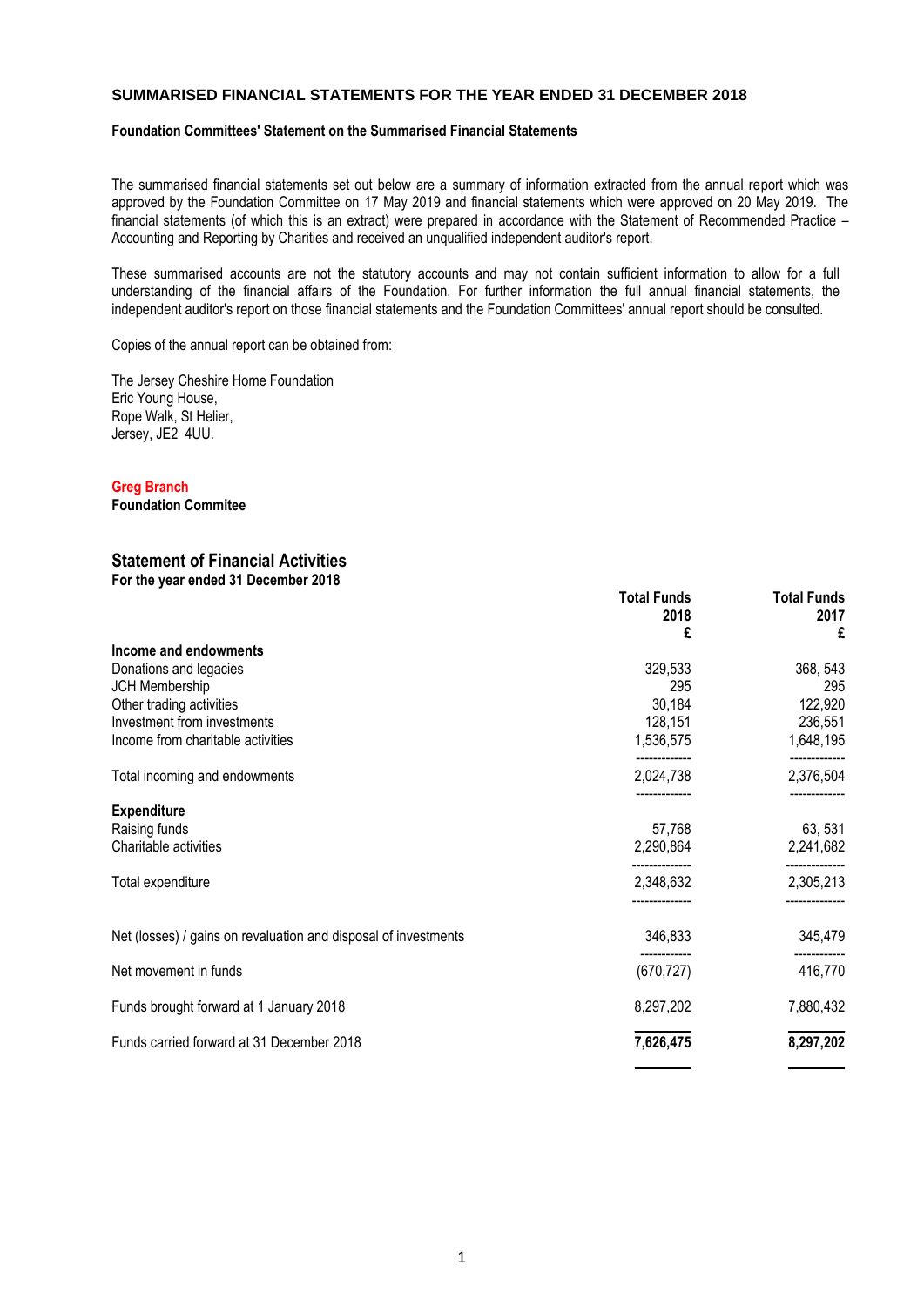## SUMMARISED FINANCIAL STATEMENTS FOR THE YEAR ENDED 31 DECEMBER 2018

### Foundation Committees' Statement on the Summarised Financial Statements

The summarised financial statements set out below are a summary of information extracted from the annual report which was approved by the Foundation Committee on 17 May 2019 and financial statements which were approved on 20 May 2019. The financial statements (of which this is an extract) were prepared in accordance with the Statement of Recommended Practice – Accounting and Reporting by Charities and received an unqualified independent auditor's report.

These summarised accounts are not the statutory accounts and may not contain sufficient information to allow for a full understanding of the financial affairs of the Foundation. For further information the full annual financial statements, the independent auditor's report on those financial statements and the Foundation Committees' annual report should be consulted.

Copies of the annual report can be obtained from:

The Jersey Cheshire Home Foundation
Eric Young House,
Rope Walk, St Helier,
Jersey, JE2 4UU.

**Greg Branch**
**Foundation Commitee**

## Statement of Financial Activities

**For the year ended 31 December 2018**

| | Total Funds 2018 £ | Total Funds 2017 £ |
|---|---|---|
| **Income and endowments** | | |
| Donations and legacies | 329,533 | 368, 543 |
| JCH Membership | 295 | 295 |
| Other trading activities | 30,184 | 122,920 |
| Investment from investments | 128,151 | 236,551 |
| Income from charitable activities | 1,536,575 | 1,648,195 |
| Total incoming and endowments | 2,024,738 | 2,376,504 |
| **Expenditure** | | |
| Raising funds | 57,768 | 63, 531 |
| Charitable activities | 2,290,864 | 2,241,682 |
| Total expenditure | 2,348,632 | 2,305,213 |
| Net (losses) / gains on revaluation and disposal of investments | 346,833 | 345,479 |
| Net movement in funds | (670,727) | 416,770 |
| Funds brought forward at 1 January 2018 | 8,297,202 | 7,880,432 |
| Funds carried forward at 31 December 2018 | **7,626,475** | **8,297,202** |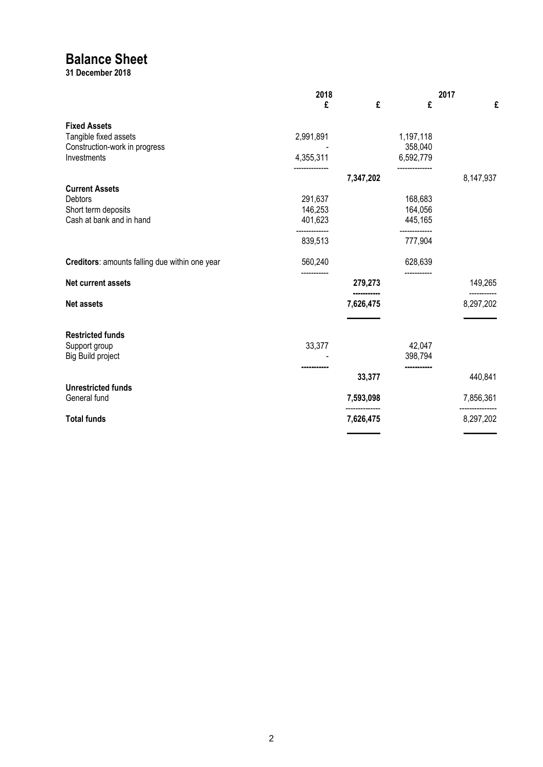# Balance Sheet

**31 December 2018**

| | 2018 | | 2017 | |
|---|---|---|---|---|
| | £ | £ | £ | £ |
| **Fixed Assets** | | | | |
| Tangible fixed assets | 2,991,891 | | 1,197,118 | |
| Construction-work in progress | - | | 358,040 | |
| Investments | 4,355,311 | | 6,592,779 | |
| | | **7,347,202** | | 8,147,937 |
| **Current Assets** | | | | |
| Debtors | 291,637 | | 168,683 | |
| Short term deposits | 146,253 | | 164,056 | |
| Cash at bank and in hand | 401,623 | | 445,165 | |
| | 839,513 | | 777,904 | |
| **Creditors**: amounts falling due within one year | 560,240 | | 628,639 | |
| **Net current assets** | | **279,273** | | 149,265 |
| **Net assets** | | **7,626,475** | | 8,297,202 |
| **Restricted funds** | | | | |
| Support group | 33,377 | | 42,047 | |
| Big Build project | - | | 398,794 | |
| | | **33,377** | | 440,841 |
| **Unrestricted funds** | | | | |
| General fund | | **7,593,098** | | 7,856,361 |
| **Total funds** | | **7,626,475** | | 8,297,202 |